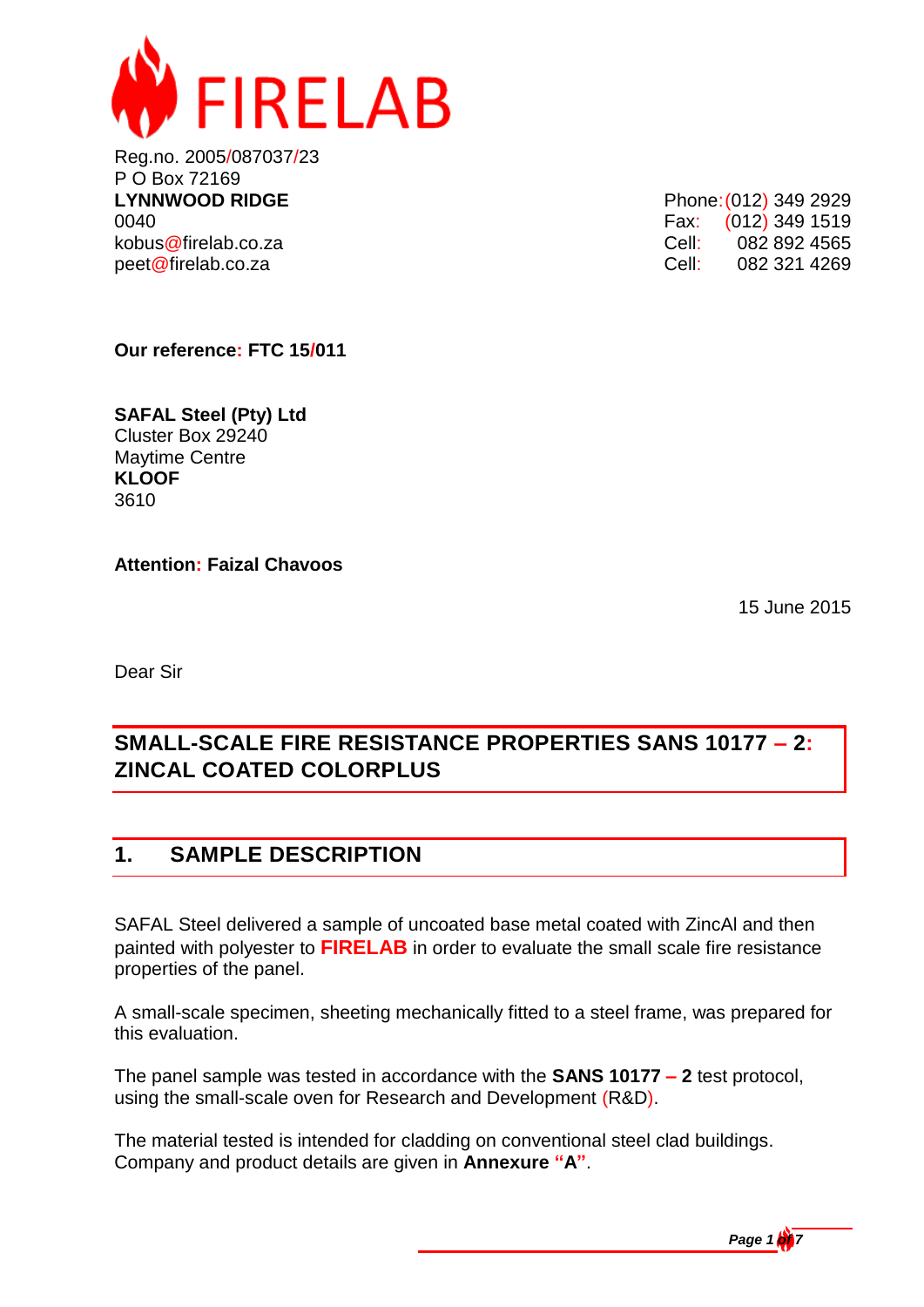# FIRELAB

Reg.no. 2005/087037/23
P O Box 72169
**LYNNWOOD RIDGE**
0040
kobus@firelab.co.za
peet@firelab.co.za

Phone: (012) 349 2929
Fax: (012) 349 1519
Cell: 082 892 4565
Cell: 082 321 4269

**Our reference: FTC 15/011**

**SAFAL Steel (Pty) Ltd**
Cluster Box 29240
Maytime Centre
**KLOOF**
3610

**Attention: Faizal Chavoos**

15 June 2015

Dear Sir

## SMALL-SCALE FIRE RESISTANCE PROPERTIES SANS 10177 – 2: ZINCAL COATED COLORPLUS

## 1. SAMPLE DESCRIPTION

SAFAL Steel delivered a sample of uncoated base metal coated with ZincAl and then painted with polyester to **FIRELAB** in order to evaluate the small scale fire resistance properties of the panel.

A small-scale specimen, sheeting mechanically fitted to a steel frame, was prepared for this evaluation.

The panel sample was tested in accordance with the **SANS 10177 – 2** test protocol, using the small-scale oven for Research and Development (R&D).

The material tested is intended for cladding on conventional steel clad buildings. Company and product details are given in **Annexure "A"**.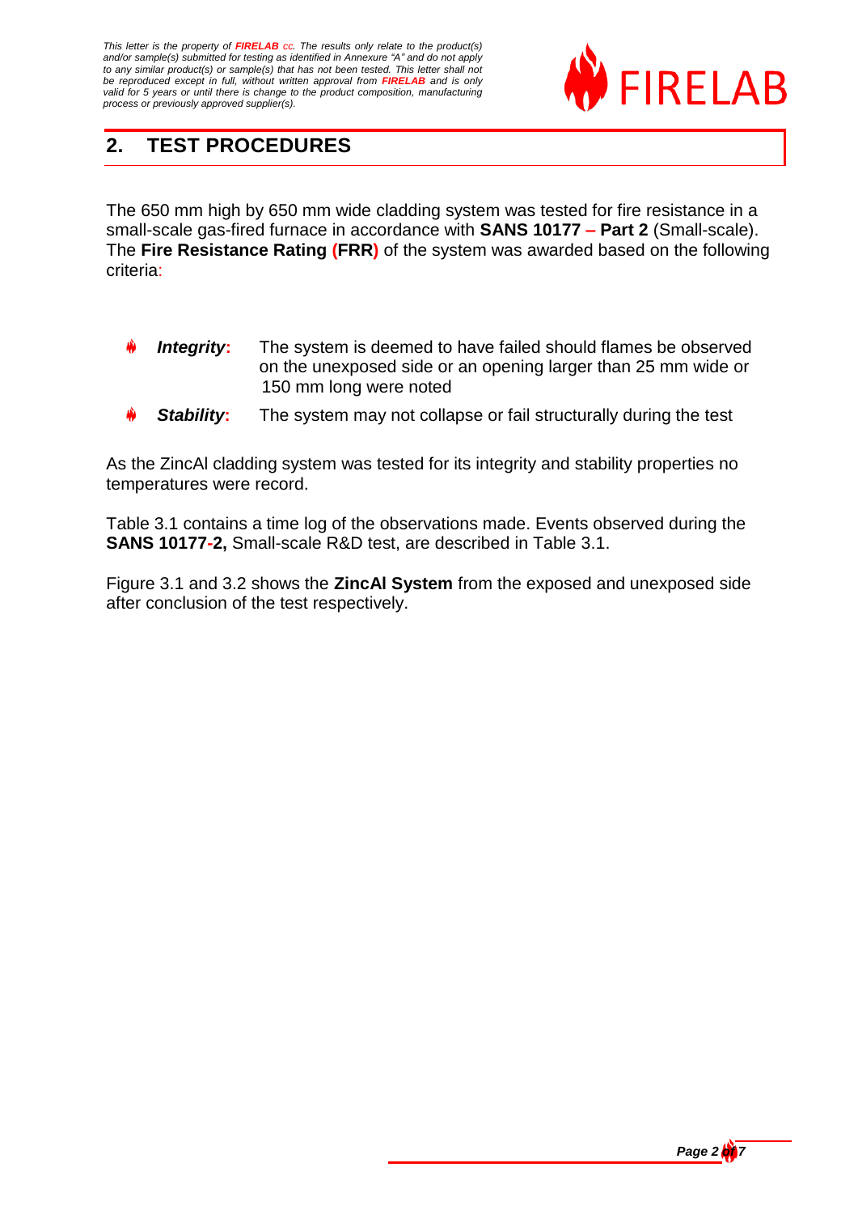*This letter is the property of **FIRELAB** cc. The results only relate to the product(s) and/or sample(s) submitted for testing as identified in Annexure "A" and do not apply to any similar product(s) or sample(s) that has not been tested. This letter shall not be reproduced except in full, without written approval from **FIRELAB** and is only valid for 5 years or until there is change to the product composition, manufacturing process or previously approved supplier(s).*

## 2. TEST PROCEDURES

The 650 mm high by 650 mm wide cladding system was tested for fire resistance in a small-scale gas-fired furnace in accordance with **SANS 10177 – Part 2** (Small-scale). The **Fire Resistance Rating (FRR)** of the system was awarded based on the following criteria:

- ***Integrity*:** The system is deemed to have failed should flames be observed on the unexposed side or an opening larger than 25 mm wide or 150 mm long were noted
- ***Stability*:** The system may not collapse or fail structurally during the test

As the ZincAl cladding system was tested for its integrity and stability properties no temperatures were record.

Table 3.1 contains a time log of the observations made. Events observed during the **SANS 10177-2,** Small-scale R&D test, are described in Table 3.1.

Figure 3.1 and 3.2 shows the **ZincAl System** from the exposed and unexposed side after conclusion of the test respectively.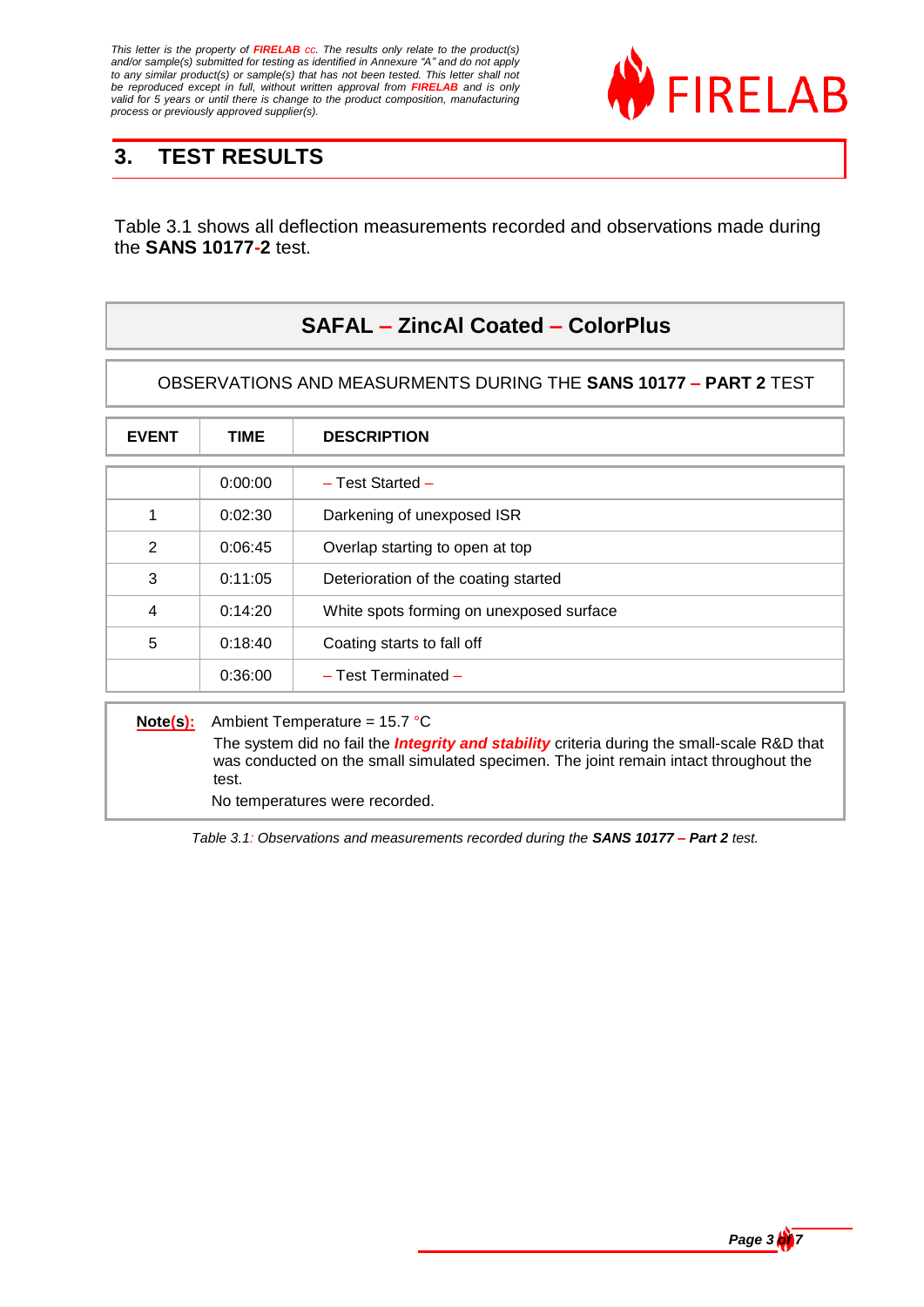*This letter is the property of **FIRELAB** cc. The results only relate to the product(s) and/or sample(s) submitted for testing as identified in Annexure "A" and do not apply to any similar product(s) or sample(s) that has not been tested. This letter shall not be reproduced except in full, without written approval from **FIRELAB** and is only valid for 5 years or until there is change to the product composition, manufacturing process or previously approved supplier(s).*

FIRELAB

## 3. TEST RESULTS

Table 3.1 shows all deflection measurements recorded and observations made during the **SANS 10177-2** test.

| **SAFAL – ZincAl Coated – ColorPlus** | | |
|---|---|---|
| OBSERVATIONS AND MEASURMENTS DURING THE **SANS 10177 – PART 2** TEST | | |
| **EVENT** | **TIME** | **DESCRIPTION** |
| | 0:00:00 | – Test Started – |
| 1 | 0:02:30 | Darkening of unexposed ISR |
| 2 | 0:06:45 | Overlap starting to open at top |
| 3 | 0:11:05 | Deterioration of the coating started |
| 4 | 0:14:20 | White spots forming on unexposed surface |
| 5 | 0:18:40 | Coating starts to fall off |
| | 0:36:00 | – Test Terminated – |

**Note(s):** Ambient Temperature = 15.7 °C

The system did no fail the ***Integrity and stability*** criteria during the small-scale R&D that was conducted on the small simulated specimen. The joint remain intact throughout the test.

No temperatures were recorded.

*Table 3.1: Observations and measurements recorded during the **SANS 10177 – Part 2** test.*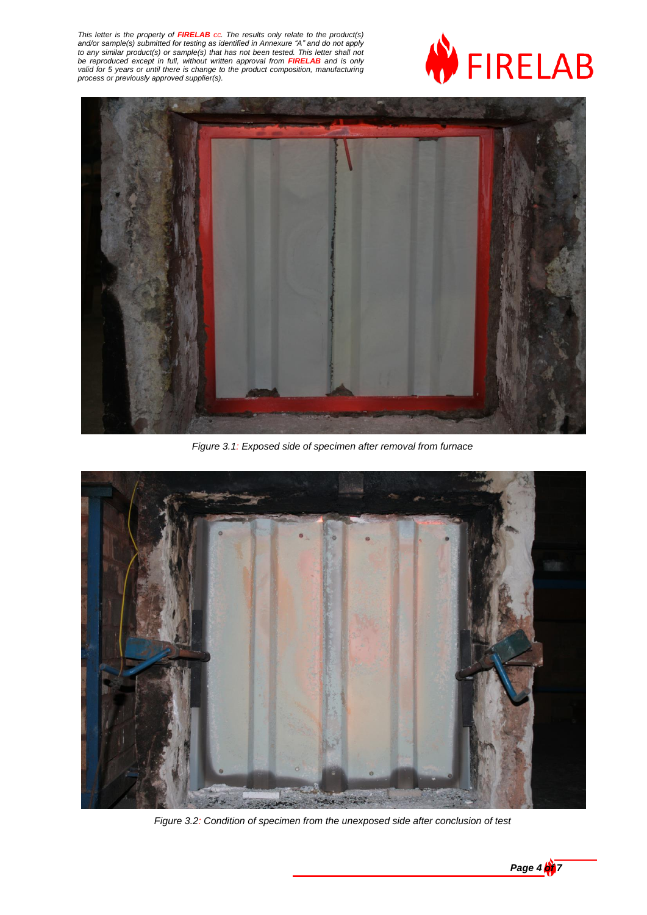This letter is the property of **FIRELAB** cc. The results only relate to the product(s) and/or sample(s) submitted for testing as identified in Annexure "A" and do not apply to any similar product(s) or sample(s) that has not been tested. This letter shall not be reproduced except in full, without written approval from **FIRELAB** and is only valid for 5 years or until there is change to the product composition, manufacturing process or previously approved supplier(s).

*Figure 3.1: Exposed side of specimen after removal from furnace*

*Figure 3.2: Condition of specimen from the unexposed side after conclusion of test*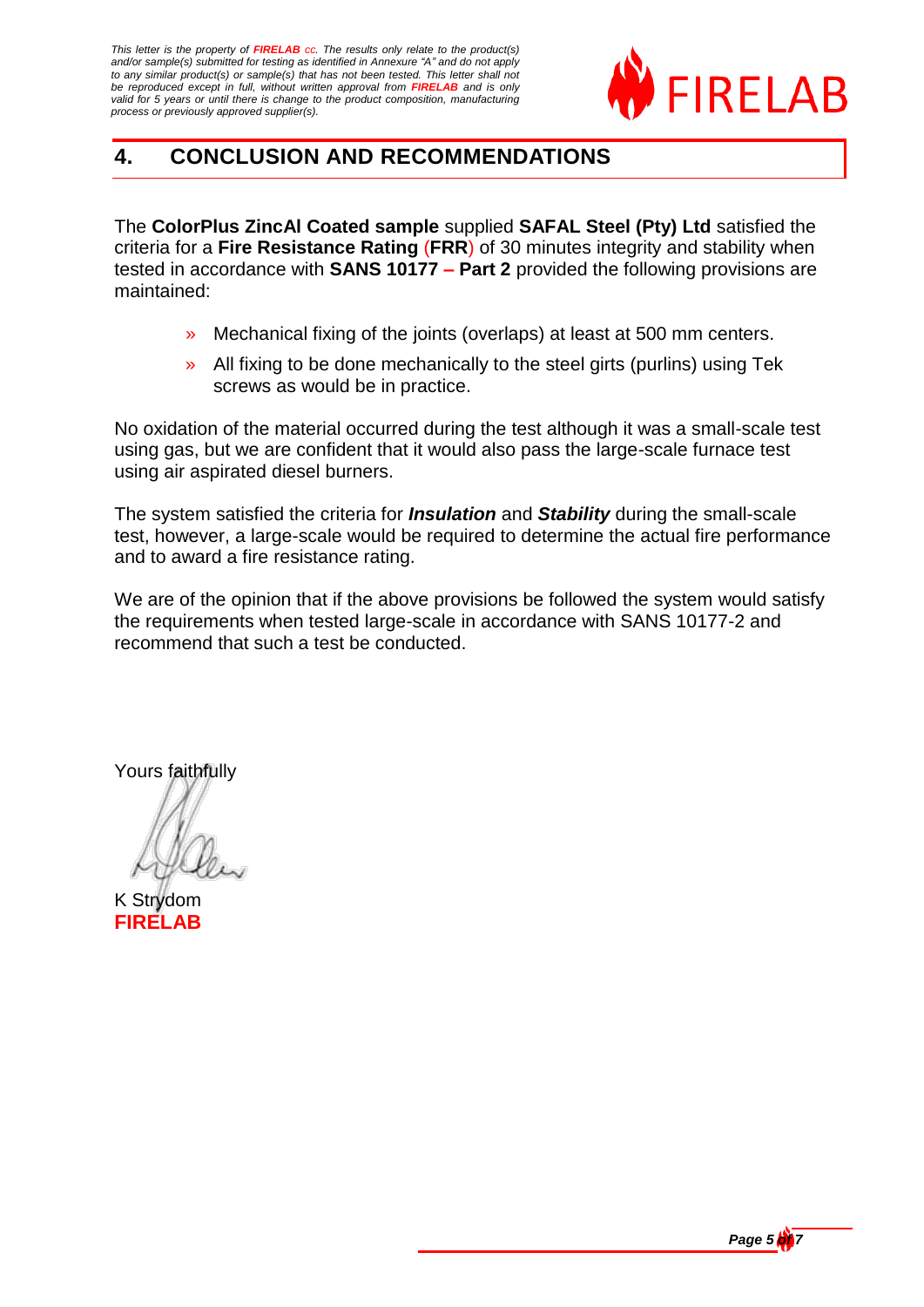## 4. CONCLUSION AND RECOMMENDATIONS

The **ColorPlus ZincAl Coated sample** supplied **SAFAL Steel (Pty) Ltd** satisfied the criteria for a **Fire Resistance Rating** (**FRR**) of 30 minutes integrity and stability when tested in accordance with **SANS 10177 – Part 2** provided the following provisions are maintained:

- Mechanical fixing of the joints (overlaps) at least at 500 mm centers.
- All fixing to be done mechanically to the steel girts (purlins) using Tek screws as would be in practice.

No oxidation of the material occurred during the test although it was a small-scale test using gas, but we are confident that it would also pass the large-scale furnace test using air aspirated diesel burners.

The system satisfied the criteria for ***Insulation*** and ***Stability*** during the small-scale test, however, a large-scale would be required to determine the actual fire performance and to award a fire resistance rating.

We are of the opinion that if the above provisions be followed the system would satisfy the requirements when tested large-scale in accordance with SANS 10177-2 and recommend that such a test be conducted.

Yours faithfully

K Strydom
**FIRELAB**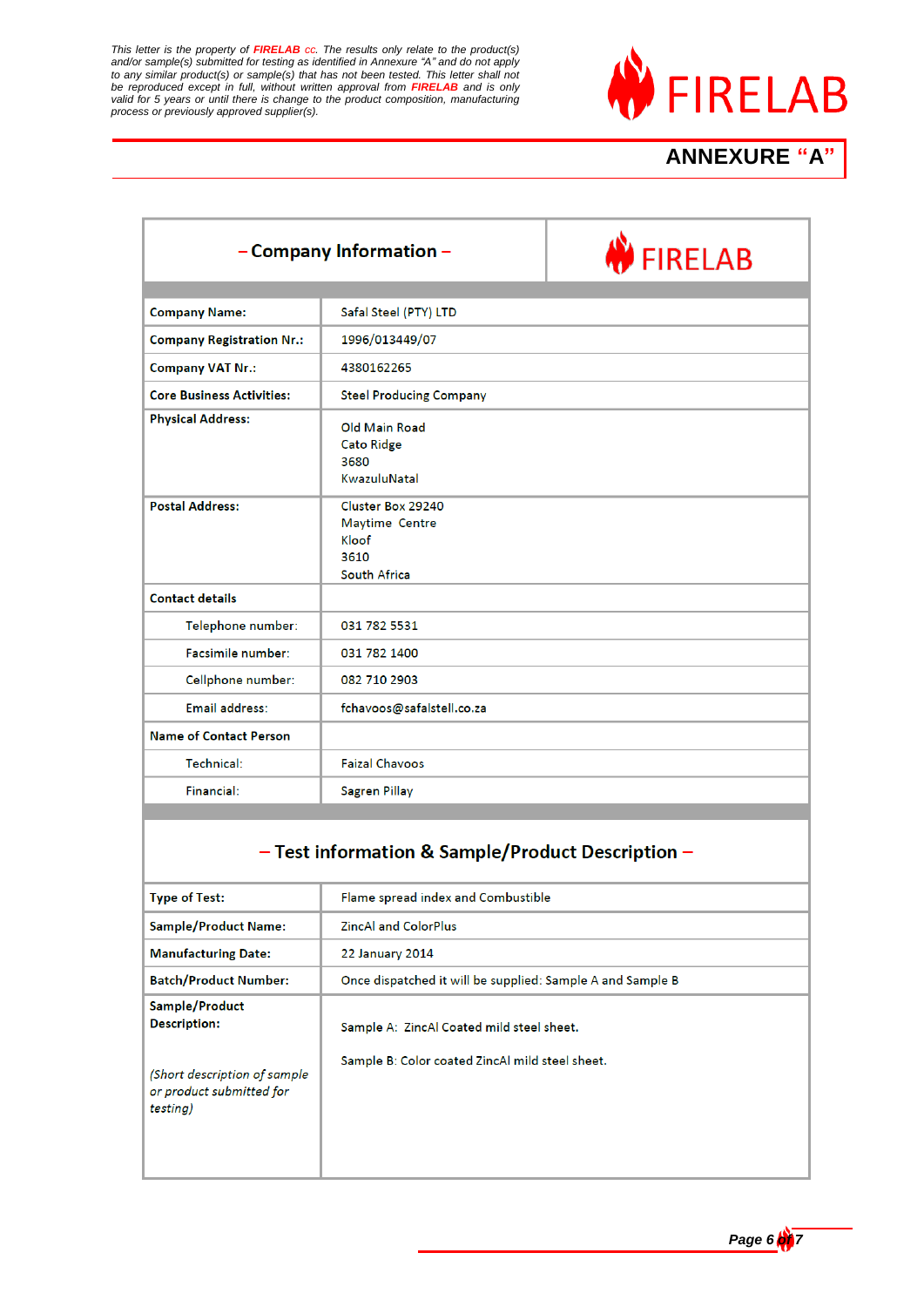*This letter is the property of **FIRELAB** cc. The results only relate to the product(s) and/or sample(s) submitted for testing as identified in Annexure "A" and do not apply to any similar product(s) or sample(s) that has not been tested. This letter shall not be reproduced except in full, without written approval from **FIRELAB** and is only valid for 5 years or until there is change to the product composition, manufacturing process or previously approved supplier(s).*

FIRELAB

## ANNEXURE "A"

| – Company Information – | FIRELAB |
|---|---|
| **Company Name:** | Safal Steel (PTY) LTD |
| **Company Registration Nr.:** | 1996/013449/07 |
| **Company VAT Nr.:** | 4380162265 |
| **Core Business Activities:** | Steel Producing Company |
| **Physical Address:** | Old Main Road<br>Cato Ridge<br>3680<br>KwazuluNatal |
| **Postal Address:** | Cluster Box 29240<br>Maytime Centre<br>Kloof<br>3610<br>South Africa |
| **Contact details** | |
| Telephone number: | 031 782 5531 |
| Facsimile number: | 031 782 1400 |
| Cellphone number: | 082 710 2903 |
| Email address: | fchavoos@safalstell.co.za |
| **Name of Contact Person** | |
| Technical: | Faizal Chavoos |
| Financial: | Sagren Pillay |

### – Test information & Sample/Product Description –

| | |
|---|---|
| **Type of Test:** | Flame spread index and Combustible |
| **Sample/Product Name:** | ZincAl and ColorPlus |
| **Manufacturing Date:** | 22 January 2014 |
| **Batch/Product Number:** | Once dispatched it will be supplied: Sample A and Sample B |
| **Sample/Product Description:**<br><br>*(Short description of sample or product submitted for testing)* | Sample A: ZincAl Coated mild steel sheet.<br><br>Sample B: Color coated ZincAl mild steel sheet. |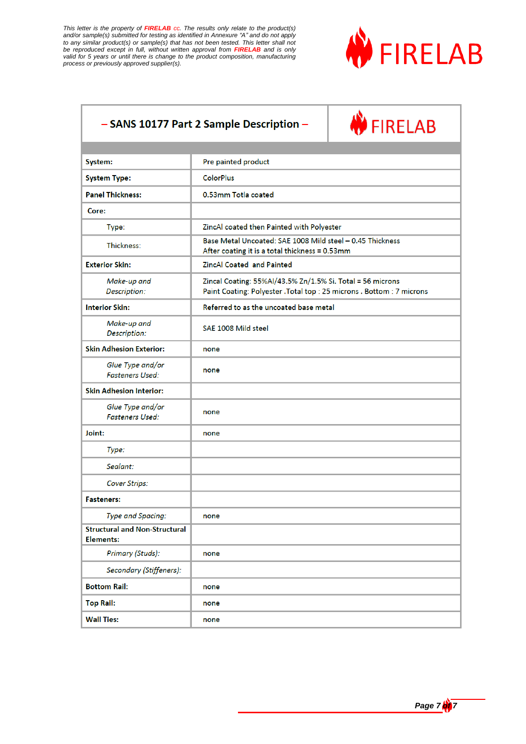*This letter is the property of **FIRELAB** cc. The results only relate to the product(s) and/or sample(s) submitted for testing as identified in Annexure "A" and do not apply to any similar product(s) or sample(s) that has not been tested. This letter shall not be reproduced except in full, without written approval from **FIRELAB** and is only valid for 5 years or until there is change to the product composition, manufacturing process or previously approved supplier(s).*

FIRELAB

## – SANS 10177 Part 2 Sample Description –

| | |
|---|---|
| **System:** | Pre painted product |
| **System Type:** | ColorPlus |
| **Panel Thickness:** | 0.53mm Totla coated |
| **Core:** | |
| Type: | ZincAl coated then Painted with Polyester |
| Thickness: | Base Metal Uncoated: SAE 1008 Mild steel – 0.45 Thickness<br>After coating it is a total thickness = 0.53mm |
| **Exterior Skin:** | ZincAl Coated and Painted |
| *Make-up and Description:* | Zincal Coating: 55%Al/43.5% Zn/1.5% Si. Total = 56 microns<br>Paint Coating: Polyester .Total top : 25 microns . Bottom : 7 microns |
| **Interior Skin:** | Referred to as the uncoated base metal |
| *Make-up and Description:* | SAE 1008 Mild steel |
| **Skin Adhesion Exterior:** | none |
| *Glue Type and/or Fasteners Used:* | none |
| **Skin Adhesion Interior:** | |
| *Glue Type and/or Fasteners Used:* | none |
| **Joint:** | none |
| *Type:* | |
| *Sealant:* | |
| *Cover Strips:* | |
| **Fasteners:** | |
| *Type and Spacing:* | none |
| **Structural and Non-Structural Elements:** | |
| *Primary (Studs):* | none |
| *Secondary (Stiffeners):* | |
| **Bottom Rail:** | none |
| **Top Rail:** | none |
| **Wall Ties:** | none |